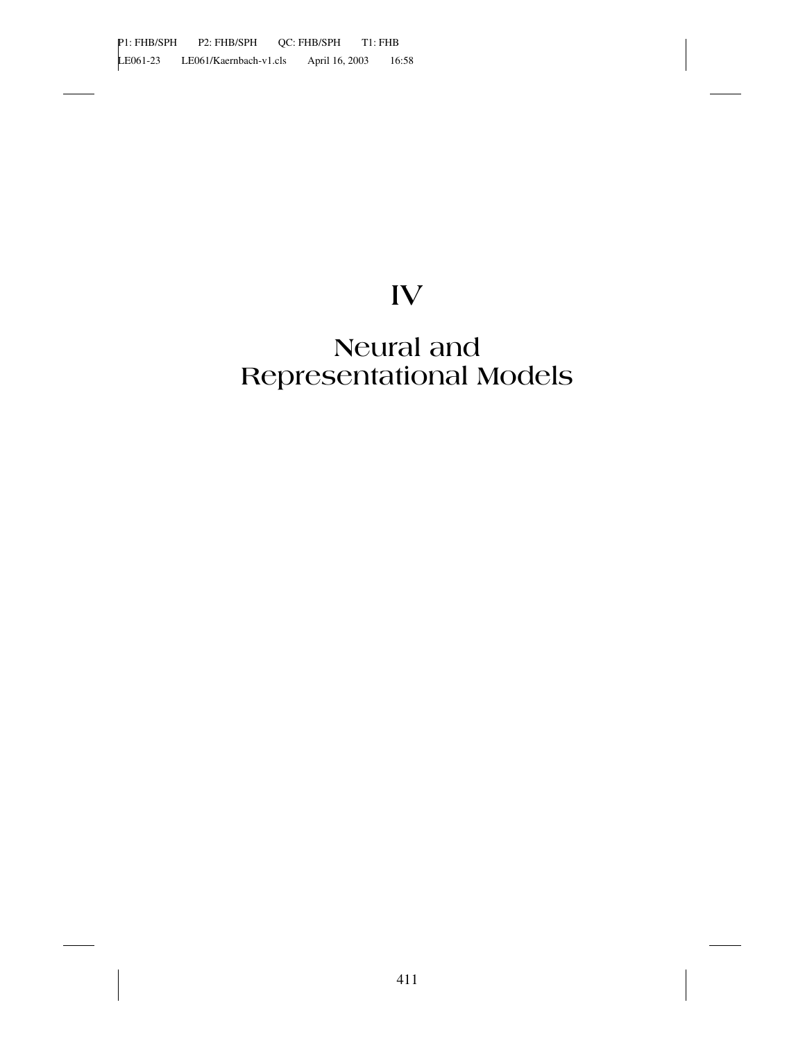# IV

# Neural and Representational Models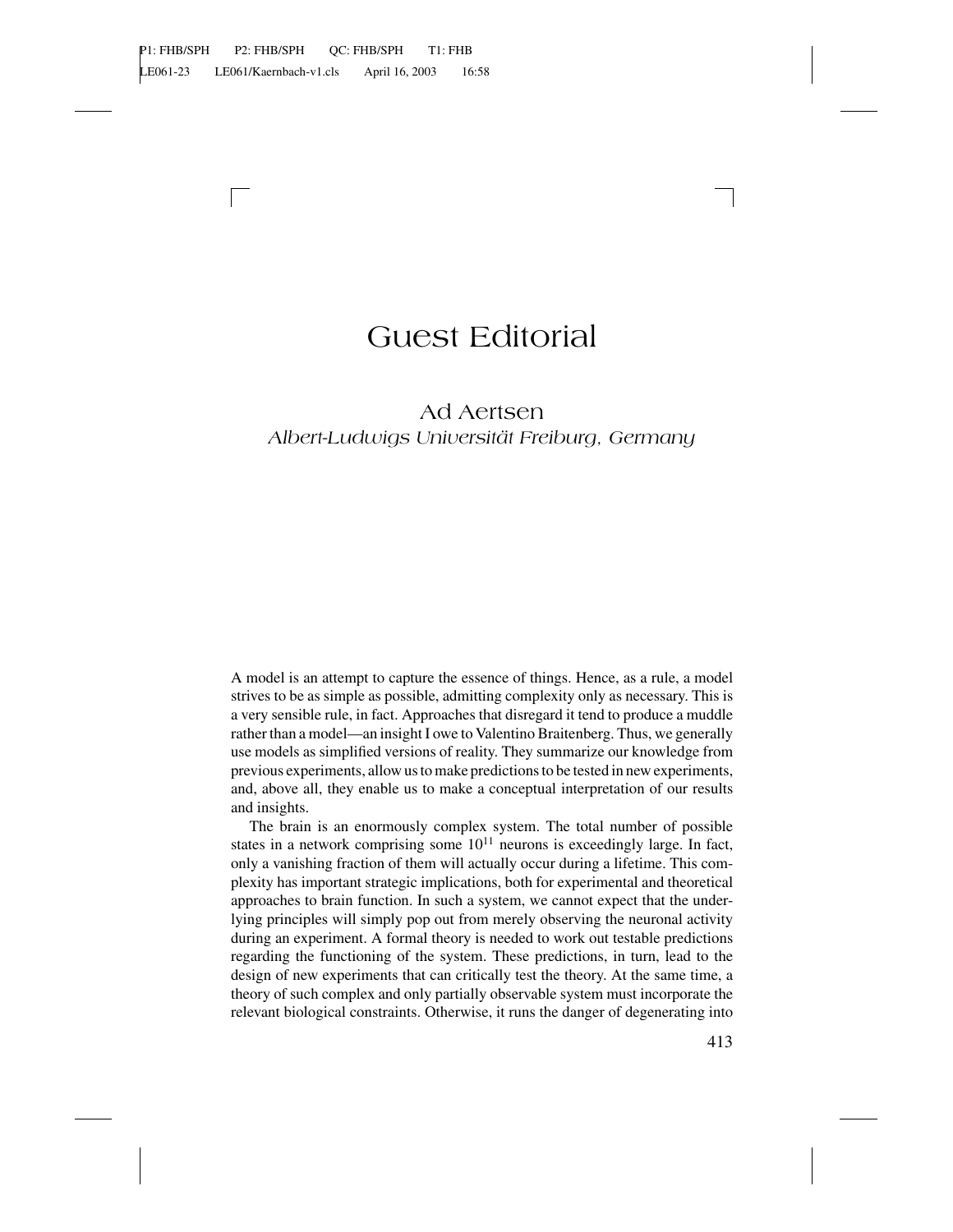# Guest Editorial

## Ad Aertsen

*Albert-Ludwigs Universität Freiburg, Germany*

A model is an attempt to capture the essence of things. Hence, as a rule, a model strives to be as simple as possible, admitting complexity only as necessary. This is a very sensible rule, in fact. Approaches that disregard it tend to produce a muddle rather than a model—an insight I owe to Valentino Braitenberg. Thus, we generally use models as simplified versions of reality. They summarize our knowledge from previous experiments, allow us to make predictions to be tested in new experiments, and, above all, they enable us to make a conceptual interpretation of our results and insights.

The brain is an enormously complex system. The total number of possible states in a network comprising some $10^{11}$ neurons is exceedingly large. In fact, only a vanishing fraction of them will actually occur during a lifetime. This complexity has important strategic implications, both for experimental and theoretical approaches to brain function. In such a system, we cannot expect that the underlying principles will simply pop out from merely observing the neuronal activity during an experiment. A formal theory is needed to work out testable predictions regarding the functioning of the system. These predictions, in turn, lead to the design of new experiments that can critically test the theory. At the same time, a theory of such complex and only partially observable system must incorporate the relevant biological constraints. Otherwise, it runs the danger of degenerating into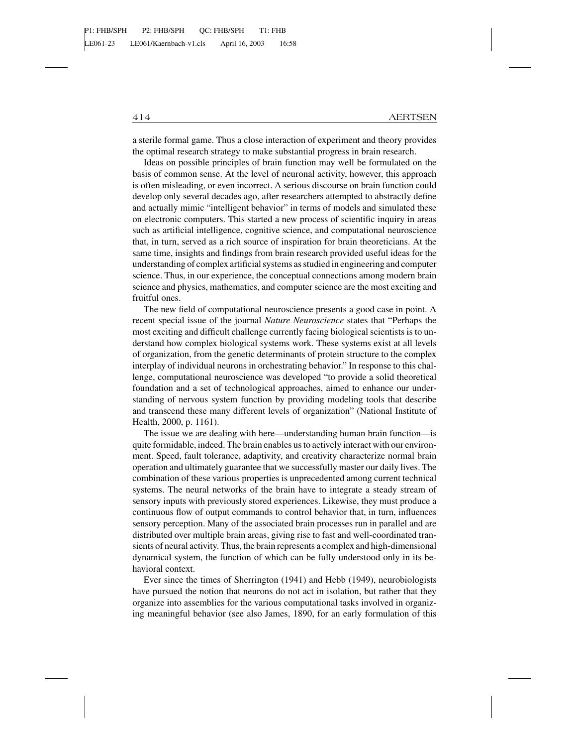a sterile formal game. Thus a close interaction of experiment and theory provides the optimal research strategy to make substantial progress in brain research.

Ideas on possible principles of brain function may well be formulated on the basis of common sense. At the level of neuronal activity, however, this approach is often misleading, or even incorrect. A serious discourse on brain function could develop only several decades ago, after researchers attempted to abstractly define and actually mimic "intelligent behavior" in terms of models and simulated these on electronic computers. This started a new process of scientific inquiry in areas such as artificial intelligence, cognitive science, and computational neuroscience that, in turn, served as a rich source of inspiration for brain theoreticians. At the same time, insights and findings from brain research provided useful ideas for the understanding of complex artificial systems as studied in engineering and computer science. Thus, in our experience, the conceptual connections among modern brain science and physics, mathematics, and computer science are the most exciting and fruitful ones.

The new field of computational neuroscience presents a good case in point. A recent special issue of the journal *Nature Neuroscience* states that "Perhaps the most exciting and difficult challenge currently facing biological scientists is to understand how complex biological systems work. These systems exist at all levels of organization, from the genetic determinants of protein structure to the complex interplay of individual neurons in orchestrating behavior." In response to this challenge, computational neuroscience was developed "to provide a solid theoretical foundation and a set of technological approaches, aimed to enhance our understanding of nervous system function by providing modeling tools that describe and transcend these many different levels of organization" (National Institute of Health, 2000, p. 1161).

The issue we are dealing with here—understanding human brain function—is quite formidable, indeed. The brain enables us to actively interact with our environment. Speed, fault tolerance, adaptivity, and creativity characterize normal brain operation and ultimately guarantee that we successfully master our daily lives. The combination of these various properties is unprecedented among current technical systems. The neural networks of the brain have to integrate a steady stream of sensory inputs with previously stored experiences. Likewise, they must produce a continuous flow of output commands to control behavior that, in turn, influences sensory perception. Many of the associated brain processes run in parallel and are distributed over multiple brain areas, giving rise to fast and well-coordinated transients of neural activity. Thus, the brain represents a complex and high-dimensional dynamical system, the function of which can be fully understood only in its behavioral context.

Ever since the times of Sherrington (1941) and Hebb (1949), neurobiologists have pursued the notion that neurons do not act in isolation, but rather that they organize into assemblies for the various computational tasks involved in organizing meaningful behavior (see also James, 1890, for an early formulation of this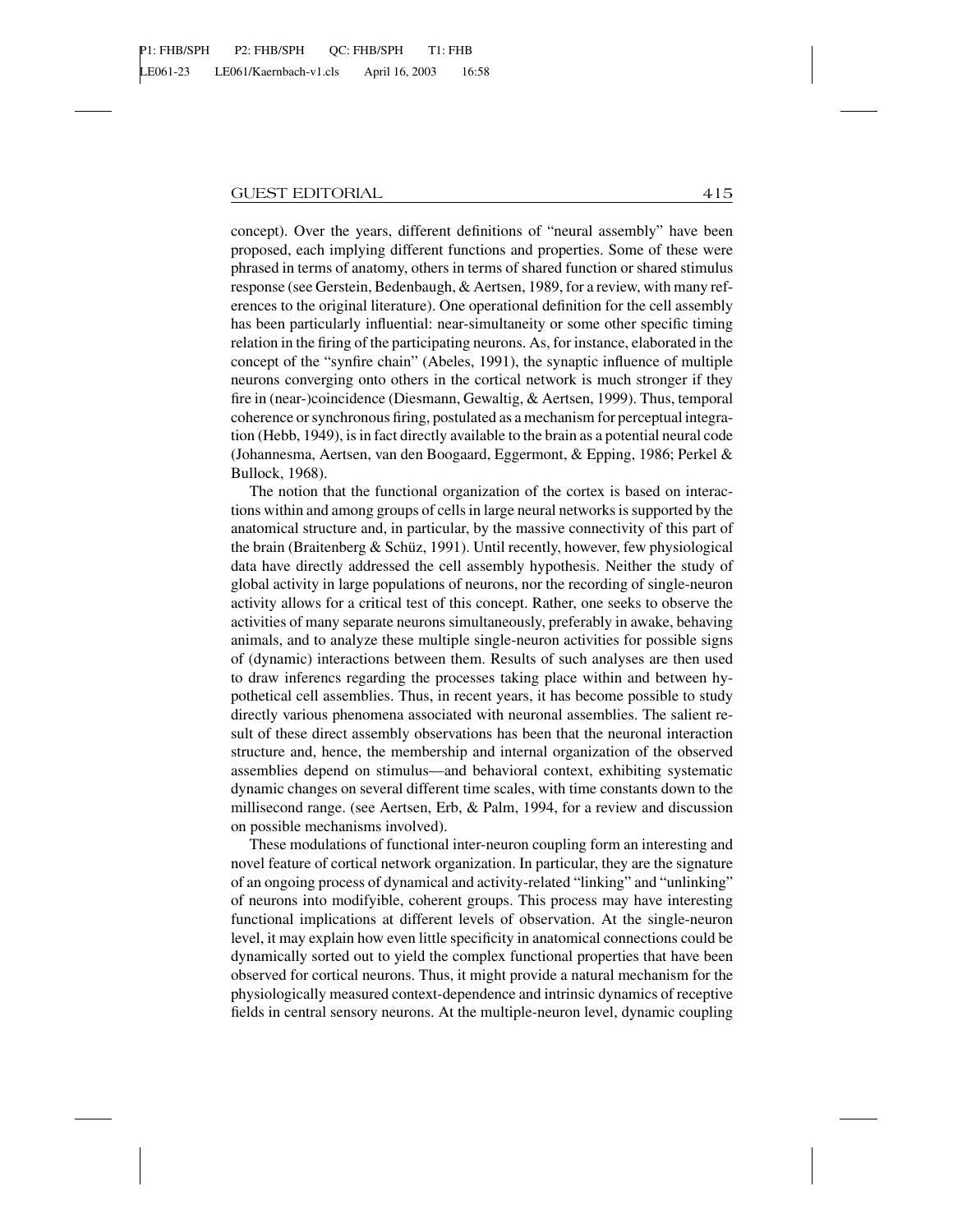concept). Over the years, different definitions of "neural assembly" have been proposed, each implying different functions and properties. Some of these were phrased in terms of anatomy, others in terms of shared function or shared stimulus response (see Gerstein, Bedenbaugh, & Aertsen, 1989, for a review, with many references to the original literature). One operational definition for the cell assembly has been particularly influential: near-simultaneity or some other specific timing relation in the firing of the participating neurons. As, for instance, elaborated in the concept of the "synfire chain" (Abeles, 1991), the synaptic influence of multiple neurons converging onto others in the cortical network is much stronger if they fire in (near-)coincidence (Diesmann, Gewaltig, & Aertsen, 1999). Thus, temporal coherence or synchronous firing, postulated as a mechanism for perceptual integration (Hebb, 1949), is in fact directly available to the brain as a potential neural code (Johannesma, Aertsen, van den Boogaard, Eggermont, & Epping, 1986; Perkel & Bullock, 1968).

The notion that the functional organization of the cortex is based on interactions within and among groups of cells in large neural networks is supported by the anatomical structure and, in particular, by the massive connectivity of this part of the brain (Braitenberg & Schüz, 1991). Until recently, however, few physiological data have directly addressed the cell assembly hypothesis. Neither the study of global activity in large populations of neurons, nor the recording of single-neuron activity allows for a critical test of this concept. Rather, one seeks to observe the activities of many separate neurons simultaneously, preferably in awake, behaving animals, and to analyze these multiple single-neuron activities for possible signs of (dynamic) interactions between them. Results of such analyses are then used to draw inferencs regarding the processes taking place within and between hypothetical cell assemblies. Thus, in recent years, it has become possible to study directly various phenomena associated with neuronal assemblies. The salient result of these direct assembly observations has been that the neuronal interaction structure and, hence, the membership and internal organization of the observed assemblies depend on stimulus—and behavioral context, exhibiting systematic dynamic changes on several different time scales, with time constants down to the millisecond range. (see Aertsen, Erb, & Palm, 1994, for a review and discussion on possible mechanisms involved).

These modulations of functional inter-neuron coupling form an interesting and novel feature of cortical network organization. In particular, they are the signature of an ongoing process of dynamical and activity-related "linking" and "unlinking" of neurons into modifyible, coherent groups. This process may have interesting functional implications at different levels of observation. At the single-neuron level, it may explain how even little specificity in anatomical connections could be dynamically sorted out to yield the complex functional properties that have been observed for cortical neurons. Thus, it might provide a natural mechanism for the physiologically measured context-dependence and intrinsic dynamics of receptive fields in central sensory neurons. At the multiple-neuron level, dynamic coupling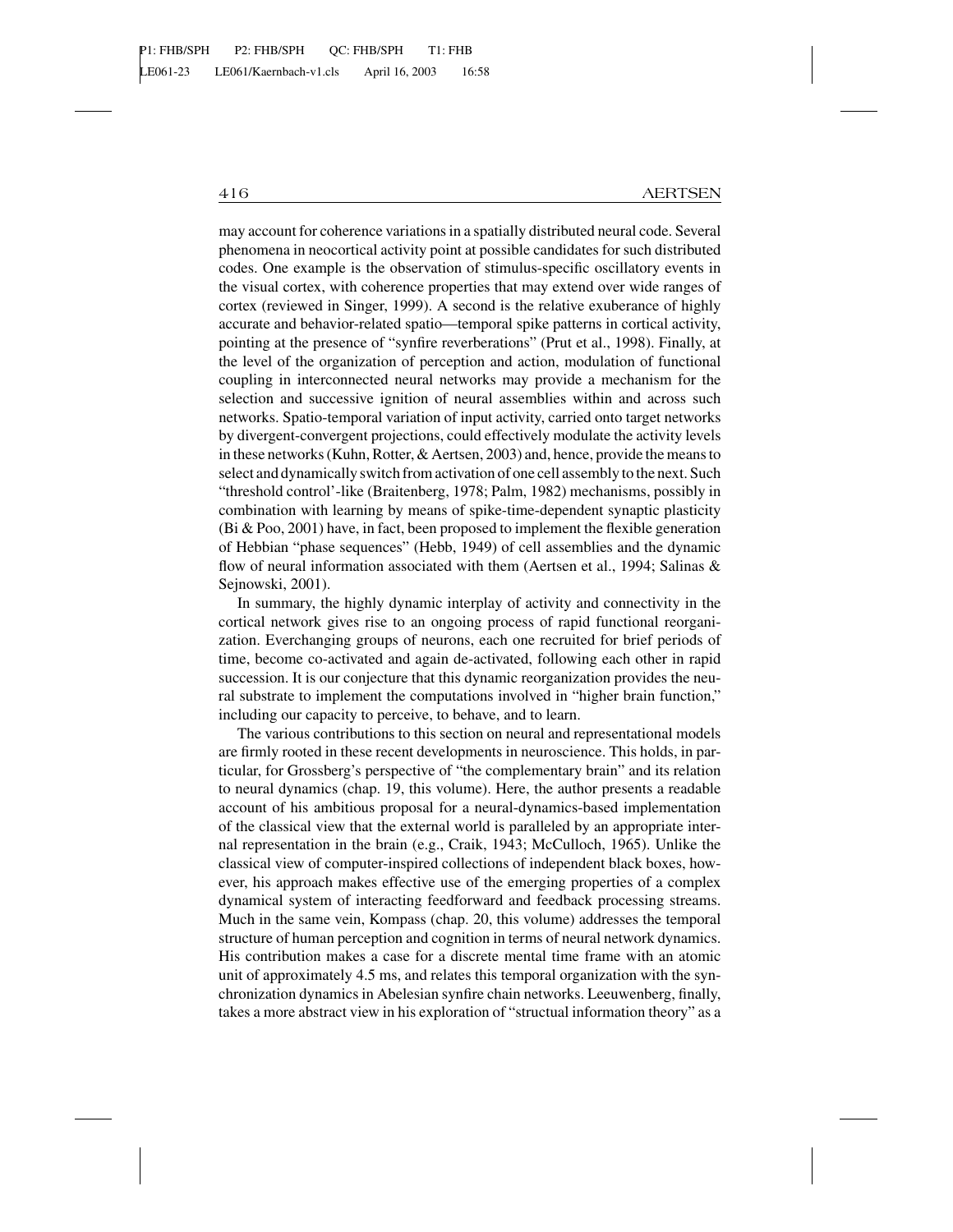may account for coherence variations in a spatially distributed neural code. Several phenomena in neocortical activity point at possible candidates for such distributed codes. One example is the observation of stimulus-specific oscillatory events in the visual cortex, with coherence properties that may extend over wide ranges of cortex (reviewed in Singer, 1999). A second is the relative exuberance of highly accurate and behavior-related spatio—temporal spike patterns in cortical activity, pointing at the presence of "synfire reverberations" (Prut et al., 1998). Finally, at the level of the organization of perception and action, modulation of functional coupling in interconnected neural networks may provide a mechanism for the selection and successive ignition of neural assemblies within and across such networks. Spatio-temporal variation of input activity, carried onto target networks by divergent-convergent projections, could effectively modulate the activity levels in these networks (Kuhn, Rotter, & Aertsen, 2003) and, hence, provide the means to select and dynamically switch from activation of one cell assembly to the next. Such "threshold control'-like (Braitenberg, 1978; Palm, 1982) mechanisms, possibly in combination with learning by means of spike-time-dependent synaptic plasticity (Bi & Poo, 2001) have, in fact, been proposed to implement the flexible generation of Hebbian "phase sequences" (Hebb, 1949) of cell assemblies and the dynamic flow of neural information associated with them (Aertsen et al., 1994; Salinas & Sejnowski, 2001).

In summary, the highly dynamic interplay of activity and connectivity in the cortical network gives rise to an ongoing process of rapid functional reorganization. Everchanging groups of neurons, each one recruited for brief periods of time, become co-activated and again de-activated, following each other in rapid succession. It is our conjecture that this dynamic reorganization provides the neural substrate to implement the computations involved in "higher brain function," including our capacity to perceive, to behave, and to learn.

The various contributions to this section on neural and representational models are firmly rooted in these recent developments in neuroscience. This holds, in particular, for Grossberg's perspective of "the complementary brain" and its relation to neural dynamics (chap. 19, this volume). Here, the author presents a readable account of his ambitious proposal for a neural-dynamics-based implementation of the classical view that the external world is paralleled by an appropriate internal representation in the brain (e.g., Craik, 1943; McCulloch, 1965). Unlike the classical view of computer-inspired collections of independent black boxes, however, his approach makes effective use of the emerging properties of a complex dynamical system of interacting feedforward and feedback processing streams. Much in the same vein, Kompass (chap. 20, this volume) addresses the temporal structure of human perception and cognition in terms of neural network dynamics. His contribution makes a case for a discrete mental time frame with an atomic unit of approximately 4.5 ms, and relates this temporal organization with the synchronization dynamics in Abelesian synfire chain networks. Leeuwenberg, finally, takes a more abstract view in his exploration of "structual information theory" as a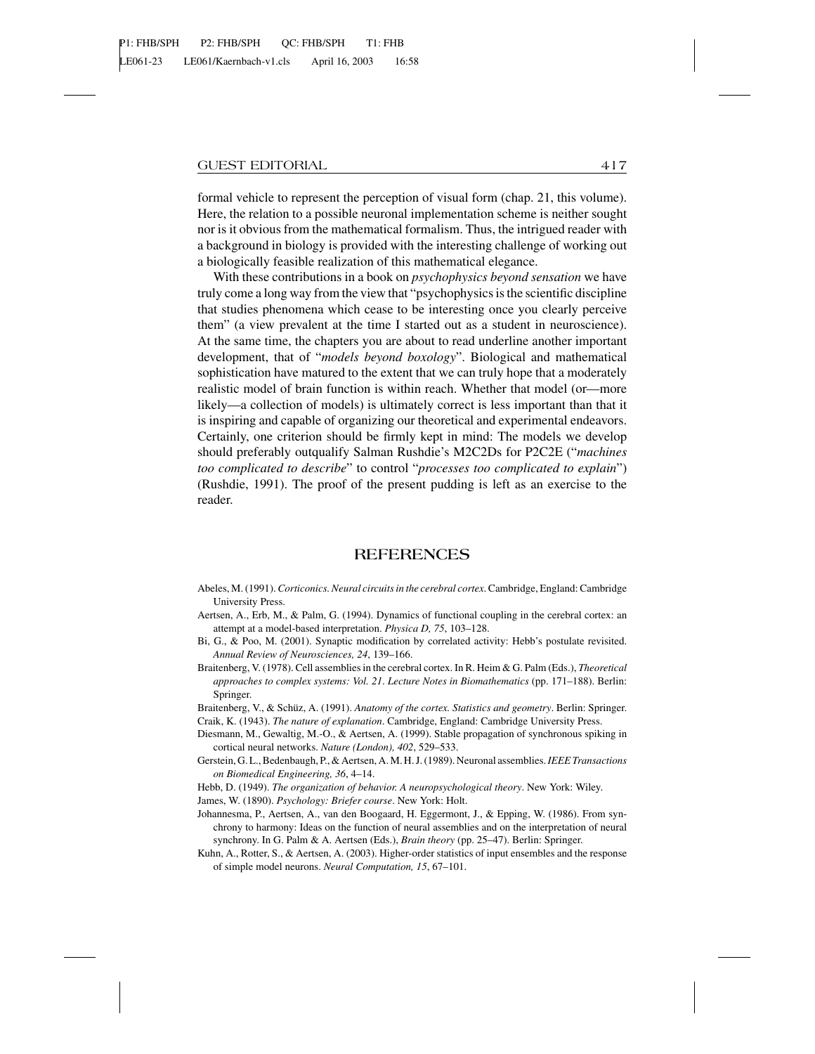formal vehicle to represent the perception of visual form (chap. 21, this volume). Here, the relation to a possible neuronal implementation scheme is neither sought nor is it obvious from the mathematical formalism. Thus, the intrigued reader with a background in biology is provided with the interesting challenge of working out a biologically feasible realization of this mathematical elegance.

With these contributions in a book on *psychophysics beyond sensation* we have truly come a long way from the view that "psychophysics is the scientific discipline that studies phenomena which cease to be interesting once you clearly perceive them" (a view prevalent at the time I started out as a student in neuroscience). At the same time, the chapters you are about to read underline another important development, that of "*models beyond boxology*". Biological and mathematical sophistication have matured to the extent that we can truly hope that a moderately realistic model of brain function is within reach. Whether that model (or—more likely—a collection of models) is ultimately correct is less important than that it is inspiring and capable of organizing our theoretical and experimental endeavors. Certainly, one criterion should be firmly kept in mind: The models we develop should preferably outqualify Salman Rushdie's M2C2Ds for P2C2E ("*machines too complicated to describe*" to control "*processes too complicated to explain*") (Rushdie, 1991). The proof of the present pudding is left as an exercise to the reader.

## REFERENCES

Abeles, M. (1991). *Corticonics. Neural circuits in the cerebral cortex*. Cambridge, England: Cambridge University Press.

Aertsen, A., Erb, M., & Palm, G. (1994). Dynamics of functional coupling in the cerebral cortex: an attempt at a model-based interpretation. *Physica D, 75*, 103–128.

Bi, G., & Poo, M. (2001). Synaptic modification by correlated activity: Hebb's postulate revisited. *Annual Review of Neurosciences, 24*, 139–166.

Braitenberg, V. (1978). Cell assemblies in the cerebral cortex. In R. Heim & G. Palm (Eds.), *Theoretical approaches to complex systems: Vol. 21. Lecture Notes in Biomathematics* (pp. 171–188). Berlin: Springer.

Braitenberg, V., & Schüz, A. (1991). *Anatomy of the cortex. Statistics and geometry*. Berlin: Springer.

Craik, K. (1943). *The nature of explanation*. Cambridge, England: Cambridge University Press.

Diesmann, M., Gewaltig, M.-O., & Aertsen, A. (1999). Stable propagation of synchronous spiking in cortical neural networks. *Nature (London), 402*, 529–533.

Gerstein, G. L., Bedenbaugh, P., & Aertsen, A. M. H. J. (1989). Neuronal assemblies. *IEEE Transactions on Biomedical Engineering, 36*, 4–14.

Hebb, D. (1949). *The organization of behavior. A neuropsychological theory*. New York: Wiley.

James, W. (1890). *Psychology: Briefer course*. New York: Holt.

Johannesma, P., Aertsen, A., van den Boogaard, H. Eggermont, J., & Epping, W. (1986). From synchrony to harmony: Ideas on the function of neural assemblies and on the interpretation of neural synchrony. In G. Palm & A. Aertsen (Eds.), *Brain theory* (pp. 25–47). Berlin: Springer.

Kuhn, A., Rotter, S., & Aertsen, A. (2003). Higher-order statistics of input ensembles and the response of simple model neurons. *Neural Computation, 15*, 67–101.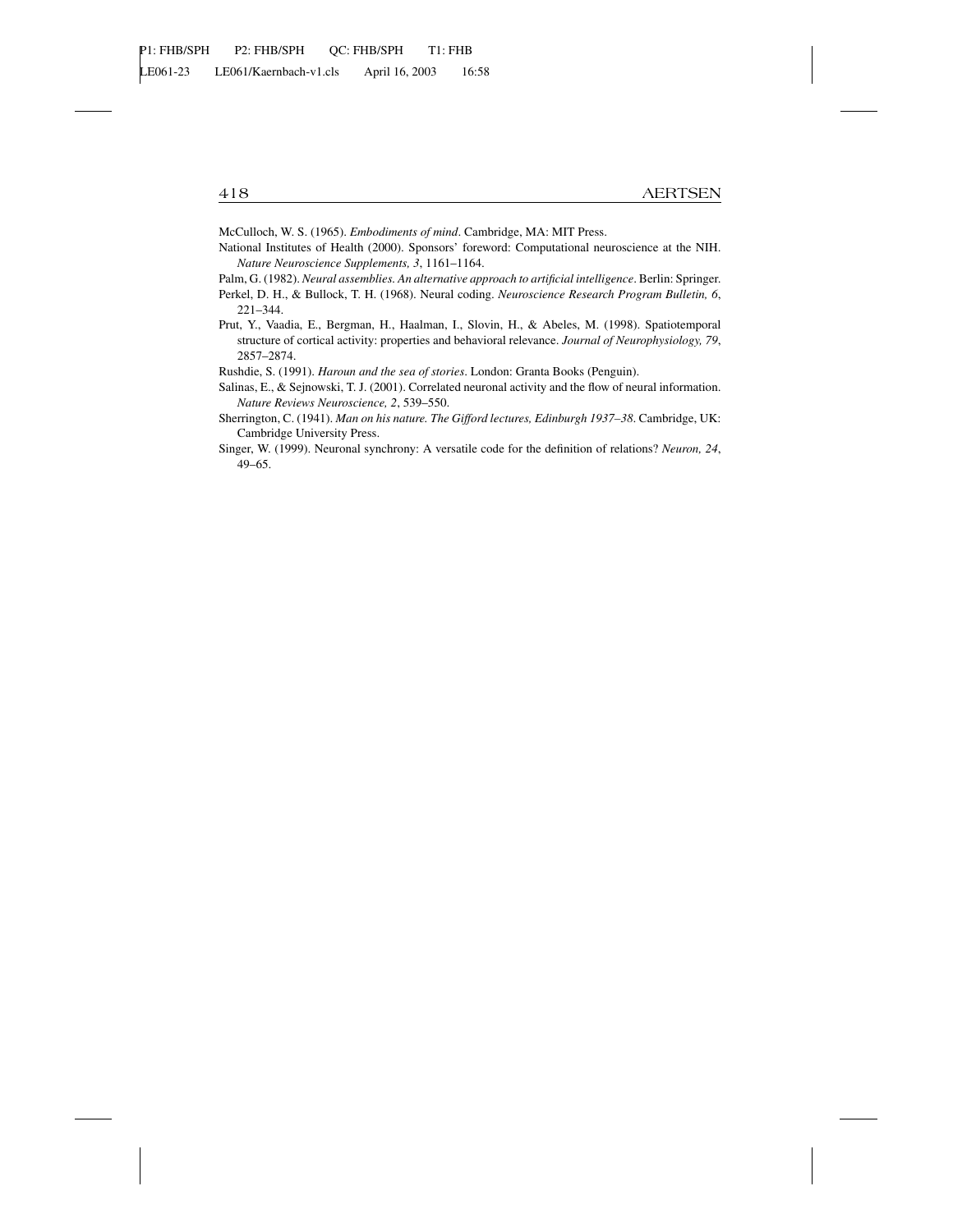McCulloch, W. S. (1965). *Embodiments of mind*. Cambridge, MA: MIT Press.

National Institutes of Health (2000). Sponsors' foreword: Computational neuroscience at the NIH. *Nature Neuroscience Supplements, 3*, 1161–1164.

Palm, G. (1982). *Neural assemblies. An alternative approach to artificial intelligence*. Berlin: Springer.

Perkel, D. H., & Bullock, T. H. (1968). Neural coding. *Neuroscience Research Program Bulletin, 6*, 221–344.

Prut, Y., Vaadia, E., Bergman, H., Haalman, I., Slovin, H., & Abeles, M. (1998). Spatiotemporal structure of cortical activity: properties and behavioral relevance. *Journal of Neurophysiology, 79*, 2857–2874.

Rushdie, S. (1991). *Haroun and the sea of stories*. London: Granta Books (Penguin).

Salinas, E., & Sejnowski, T. J. (2001). Correlated neuronal activity and the flow of neural information. *Nature Reviews Neuroscience, 2*, 539–550.

Sherrington, C. (1941). *Man on his nature. The Gifford lectures, Edinburgh 1937–38*. Cambridge, UK: Cambridge University Press.

Singer, W. (1999). Neuronal synchrony: A versatile code for the definition of relations? *Neuron, 24*, 49–65.